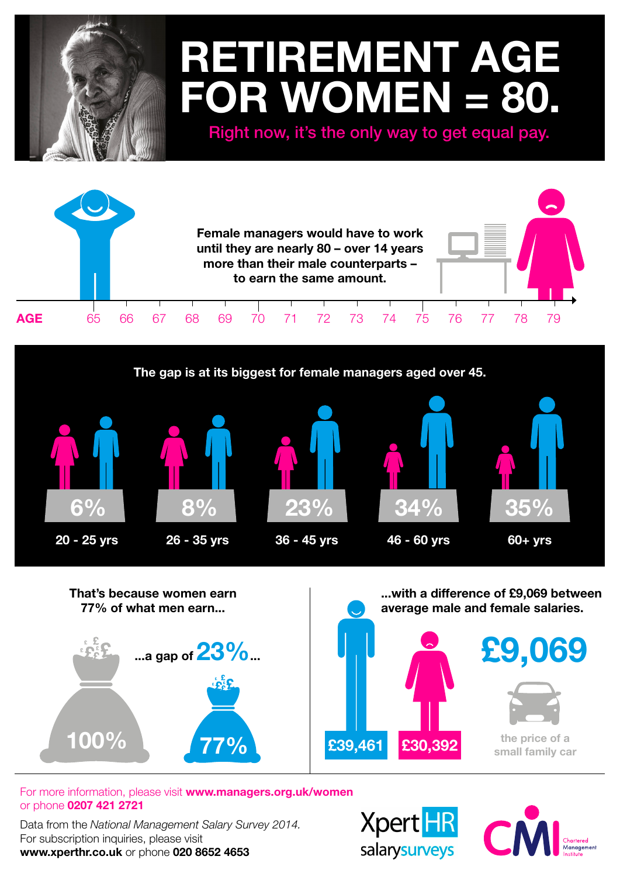# RETIREMENT AGE FOR WOMEN = 80.

Right now, it's the only way to get equal pay.

**Female managers would have to work until they are nearly 80 – over 14 years more than their male counterparts – to earn the same amount.**

AGE 65 66 67 68 69 70 71 72 73 74 75 76 77 78 79

**The gap is at its biggest for female managers aged over 45.**

| Age | Gap |
|---|---|
| 20 - 25 yrs | 6% |
| 26 - 35 yrs | 8% |
| 36 - 45 yrs | 23% |
| 46 - 60 yrs | 34% |
| 60+ yrs | 35% |

**That's because women earn 77% of what men earn...**

...a gap of 23%...

100%

77%

**...with a difference of £9,069 between average male and female salaries.**

£39,461

£30,392

£9,069

the price of a small family car

For more information, please visit **www.managers.org.uk/women** or phone **0207 421 2721**

Data from the *National Management Salary Survey 2014.*
For subscription inquiries, please visit **www.xperthr.co.uk** or phone **020 8652 4653**

XpertHR salarysurveys

CMI Chartered Management Institute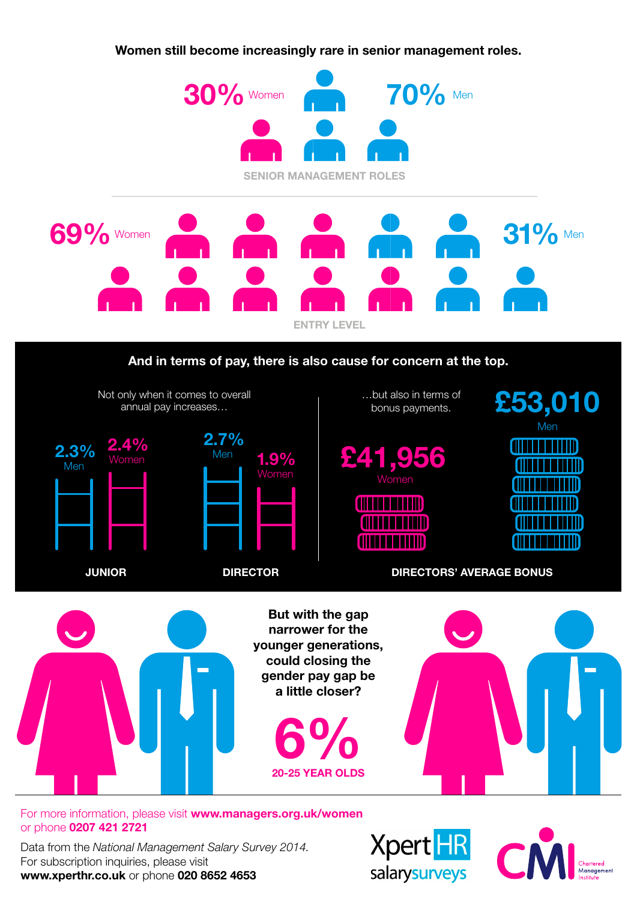## Women still become increasingly rare in senior management roles.

30% Women

70% Men

SENIOR MANAGEMENT ROLES

69% Women

31% Men

ENTRY LEVEL

## And in terms of pay, there is also cause for concern at the top.

Not only when it comes to overall annual pay increases…

2.3% Men

2.4% Women

JUNIOR

2.7% Men

1.9% Women

DIRECTOR

…but also in terms of bonus payments.

£41,956 Women

£53,010 Men

DIRECTORS' AVERAGE BONUS

**But with the gap narrower for the younger generations, could closing the gender pay gap be a little closer?**

6%

20-25 YEAR OLDS

For more information, please visit **www.managers.org.uk/women** or phone **0207 421 2721**

Data from the *National Management Salary Survey 2014.*
For subscription inquiries, please visit **www.xperthr.co.uk** or phone **020 8652 4653**

XpertHR salarysurveys

CMI Chartered Management Institute